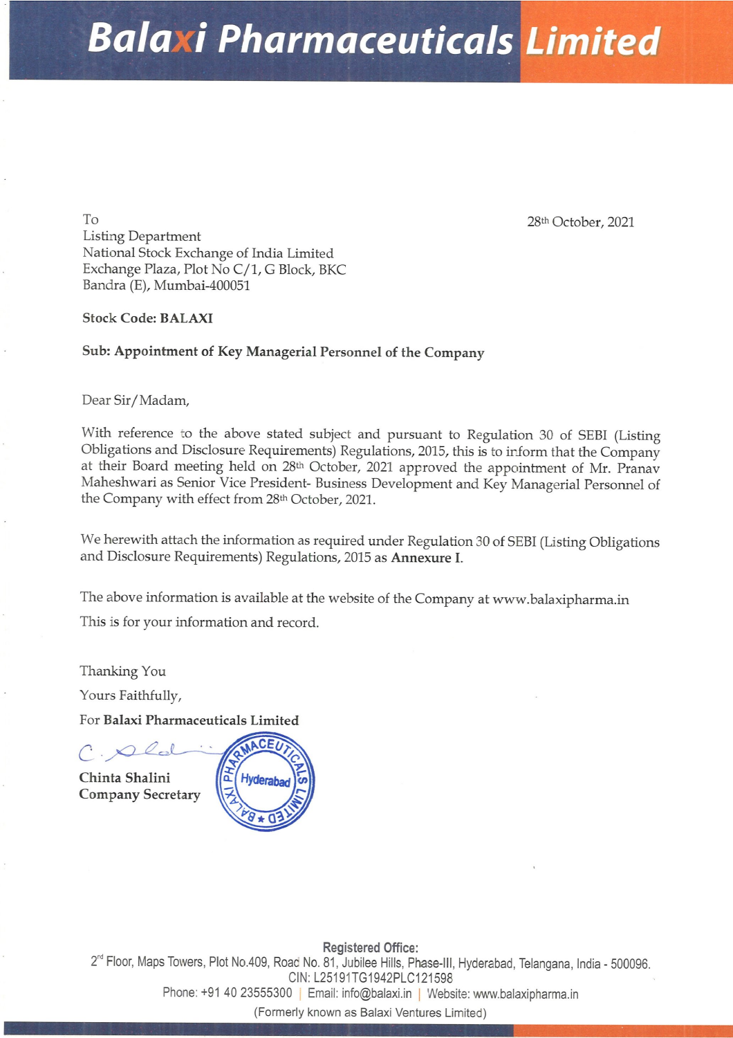# Balaxi Pharmaceuticals Limited

To
Listing Department
National Stock Exchange of India Limited
Exchange Plaza, Plot No C/1, G Block, BKC
Bandra (E), Mumbai-400051

28th October, 2021

**Stock Code: BALAXI**

**Sub: Appointment of Key Managerial Personnel of the Company**

Dear Sir/Madam,

With reference to the above stated subject and pursuant to Regulation 30 of SEBI (Listing Obligations and Disclosure Requirements) Regulations, 2015, this is to inform that the Company at their Board meeting held on 28th October, 2021 approved the appointment of Mr. Pranav Maheshwari as Senior Vice President- Business Development and Key Managerial Personnel of the Company with effect from 28th October, 2021.

We herewith attach the information as required under Regulation 30 of SEBI (Listing Obligations and Disclosure Requirements) Regulations, 2015 as **Annexure I**.

The above information is available at the website of the Company at www.balaxipharma.in

This is for your information and record.

Thanking You

Yours Faithfully,

For **Balaxi Pharmaceuticals Limited**

**Chinta Shalini**
**Company Secretary**

**Registered Office:**
2nd Floor, Maps Towers, Plot No.409, Road No. 81, Jubilee Hills, Phase-III, Hyderabad, Telangana, India - 500096.
CIN: L25191TG1942PLC121598
Phone: +91 40 23555300 | Email: info@balaxi.in | Website: www.balaxipharma.in
(Formerly known as Balaxi Ventures Limited)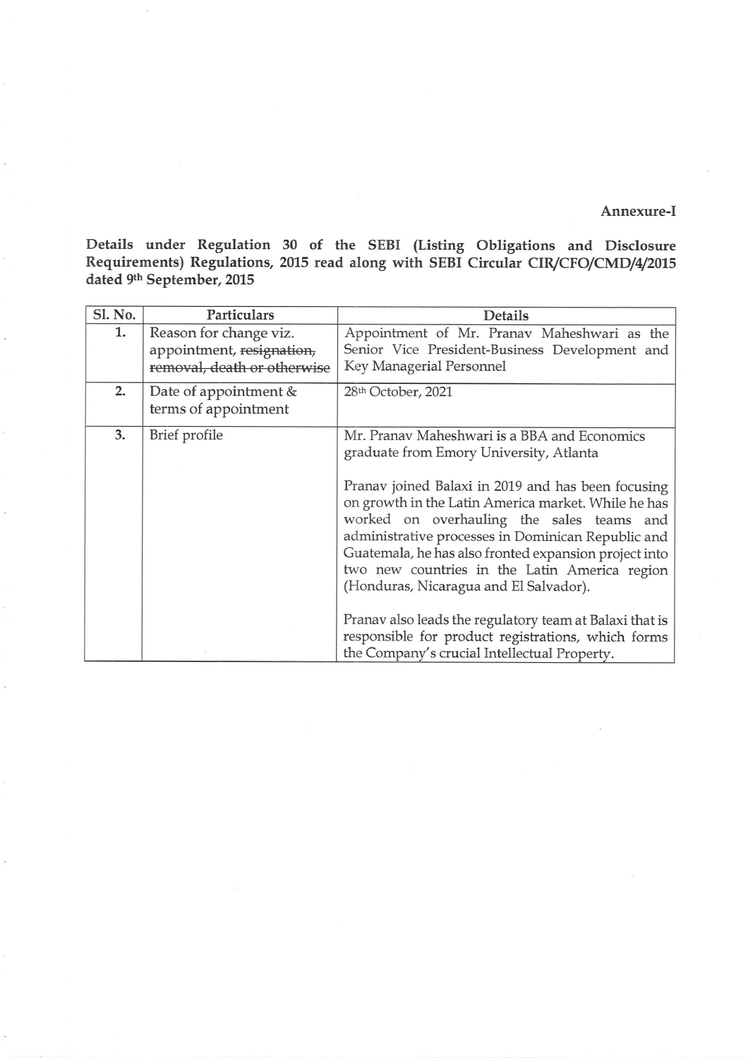**Annexure-I**

**Details under Regulation 30 of the SEBI (Listing Obligations and Disclosure Requirements) Regulations, 2015 read along with SEBI Circular CIR/CFO/CMD/4/2015 dated 9th September, 2015**

| Sl. No. | Particulars | Details |
|---|---|---|
| 1. | Reason for change viz. appointment, ~~resignation, removal, death or otherwise~~ | Appointment of Mr. Pranav Maheshwari as the Senior Vice President-Business Development and Key Managerial Personnel |
| 2. | Date of appointment & terms of appointment | 28th October, 2021 |
| 3. | Brief profile | Mr. Pranav Maheshwari is a BBA and Economics graduate from Emory University, Atlanta<br><br>Pranav joined Balaxi in 2019 and has been focusing on growth in the Latin America market. While he has worked on overhauling the sales teams and administrative processes in Dominican Republic and Guatemala, he has also fronted expansion project into two new countries in the Latin America region (Honduras, Nicaragua and El Salvador).<br><br>Pranav also leads the regulatory team at Balaxi that is responsible for product registrations, which forms the Company's crucial Intellectual Property. |